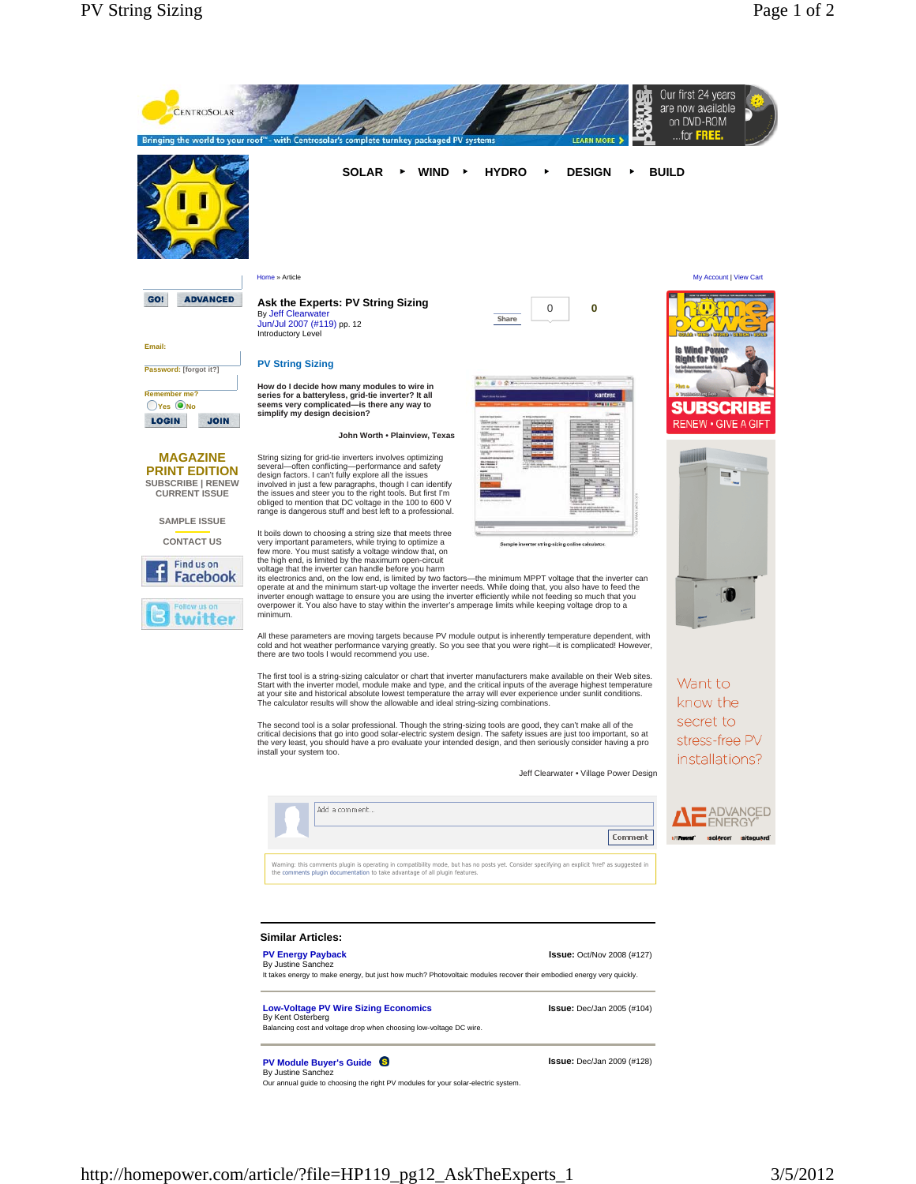SOLAR ‣ WIND ‣ HYDRO ‣ DESIGN ‣ BUILD

Home » Article

My Account | View Cart

GO! ADVANCED

Email:

Password: [forgot it?]

Remember me?

Yes No

LOGIN JOIN

**MAGAZINE PRINT EDITION**

SUBSCRIBE | RENEW

CURRENT ISSUE

SAMPLE ISSUE

CONTACT US

Find us on Facebook

Follow us on twitter

# Ask the Experts: PV String Sizing

By Jeff Clearwater

Jun/Jul 2007 (#119) pp. 12

Introductory Level

Share 0 0

## PV String Sizing

**How do I decide how many modules to wire in series for a batteryless, grid-tie inverter? It all seems very complicated—is there any way to simplify my design decision?**

**John Worth • Plainview, Texas**

Sample inverter string-sizing online calculator.

String sizing for grid-tie inverters involves optimizing several—often conflicting—performance and safety design factors. I can't fully explore all the issues involved in just a few paragraphs, though I can identify the issues and steer you to the right tools. But first I'm obliged to mention that DC voltage in the 100 to 600 V range is dangerous stuff and best left to a professional.

It boils down to choosing a string size that meets three very important parameters, while trying to optimize a few more. You must satisfy a voltage window that, on the high end, is limited by the maximum open-circuit voltage that the inverter can handle before you harm its electronics and, on the low end, is limited by two factors—the minimum MPPT voltage that the inverter can operate at and the minimum start-up voltage the inverter needs. While doing that, you also have to feed the inverter enough wattage to ensure you are using the inverter efficiently while not feeding so much that you overpower it. You also have to stay within the inverter's amperage limits while keeping voltage drop to a minimum.

All these parameters are moving targets because PV module output is inherently temperature dependent, with cold and hot weather performance varying greatly. So you see that you were right—it is complicated! However, there are two tools I would recommend you use.

The first tool is a string-sizing calculator or chart that inverter manufacturers make available on their Web sites. Start with the inverter model, module make and type, and the critical inputs of the average highest temperature at your site and historical absolute lowest temperature the array will ever experience under sunlit conditions. The calculator results will show the allowable and ideal string-sizing combinations.

The second tool is a solar professional. Though the string-sizing tools are good, they can't make all of the critical decisions that go into good solar-electric system design. The safety issues are just too important, so at the very least, you should have a pro evaluate your intended design, and then seriously consider having a pro install your system too.

Jeff Clearwater • Village Power Design

Add a comment...

Comment

Warning: this comments plugin is operating in compatibility mode, but has no posts yet. Consider specifying an explicit 'href' as suggested in the comments plugin documentation to take advantage of all plugin features.

### Similar Articles:

**PV Energy Payback** — **Issue:** Oct/Nov 2008 (#127)
By Justine Sanchez
It takes energy to make energy, but just how much? Photovoltaic modules recover their embodied energy very quickly.

**Low-Voltage PV Wire Sizing Economics** — **Issue:** Dec/Jan 2005 (#104)
By Kent Osterberg
Balancing cost and voltage drop when choosing low-voltage PV wire.

**PV Module Buyer's Guide** — **Issue:** Dec/Jan 2009 (#128)
By Justine Sanchez
Our annual guide to choosing the right PV modules for your solar-electric system.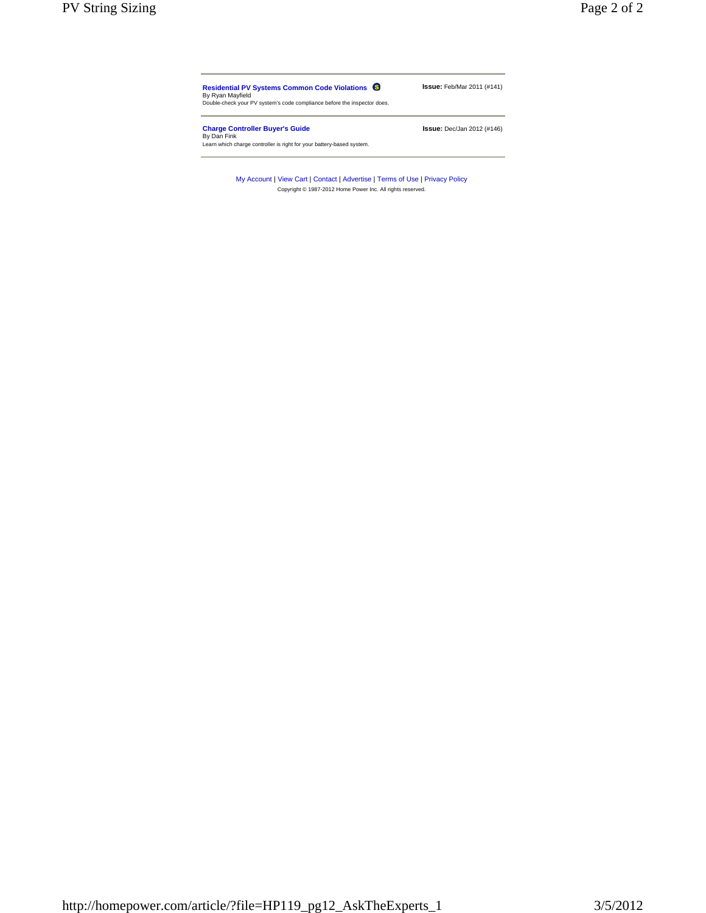**Residential PV Systems Common Code Violations** 🅢
By Ryan Mayfield
Double-check your PV system's code compliance before the inspector does.

**Issue:** Feb/Mar 2011 (#141)

---

**Charge Controller Buyer's Guide**
By Dan Fink
Learn which charge controller is right for your battery-based system.

**Issue:** Dec/Jan 2012 (#146)

---

My Account | View Cart | Contact | Advertise | Terms of Use | Privacy Policy

Copyright © 1987-2012 Home Power Inc. All rights reserved.